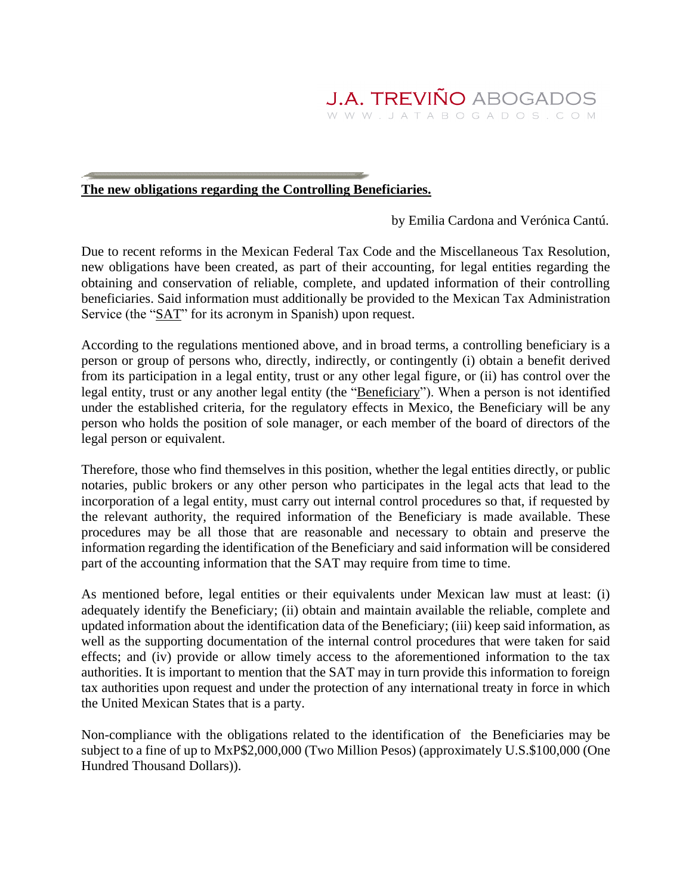J.A. TREVIÑO ABOGADOS
WWW.JATABOGADOS.COM

## **The new obligations regarding the Controlling Beneficiaries.**

by Emilia Cardona and Verónica Cantú.

Due to recent reforms in the Mexican Federal Tax Code and the Miscellaneous Tax Resolution, new obligations have been created, as part of their accounting, for legal entities regarding the obtaining and conservation of reliable, complete, and updated information of their controlling beneficiaries. Said information must additionally be provided to the Mexican Tax Administration Service (the "SAT" for its acronym in Spanish) upon request.

According to the regulations mentioned above, and in broad terms, a controlling beneficiary is a person or group of persons who, directly, indirectly, or contingently (i) obtain a benefit derived from its participation in a legal entity, trust or any other legal figure, or (ii) has control over the legal entity, trust or any another legal entity (the "Beneficiary"). When a person is not identified under the established criteria, for the regulatory effects in Mexico, the Beneficiary will be any person who holds the position of sole manager, or each member of the board of directors of the legal person or equivalent.

Therefore, those who find themselves in this position, whether the legal entities directly, or public notaries, public brokers or any other person who participates in the legal acts that lead to the incorporation of a legal entity, must carry out internal control procedures so that, if requested by the relevant authority, the required information of the Beneficiary is made available. These procedures may be all those that are reasonable and necessary to obtain and preserve the information regarding the identification of the Beneficiary and said information will be considered part of the accounting information that the SAT may require from time to time.

As mentioned before, legal entities or their equivalents under Mexican law must at least: (i) adequately identify the Beneficiary; (ii) obtain and maintain available the reliable, complete and updated information about the identification data of the Beneficiary; (iii) keep said information, as well as the supporting documentation of the internal control procedures that were taken for said effects; and (iv) provide or allow timely access to the aforementioned information to the tax authorities. It is important to mention that the SAT may in turn provide this information to foreign tax authorities upon request and under the protection of any international treaty in force in which the United Mexican States that is a party.

Non-compliance with the obligations related to the identification of the Beneficiaries may be subject to a fine of up to MxP$2,000,000 (Two Million Pesos) (approximately U.S.$100,000 (One Hundred Thousand Dollars)).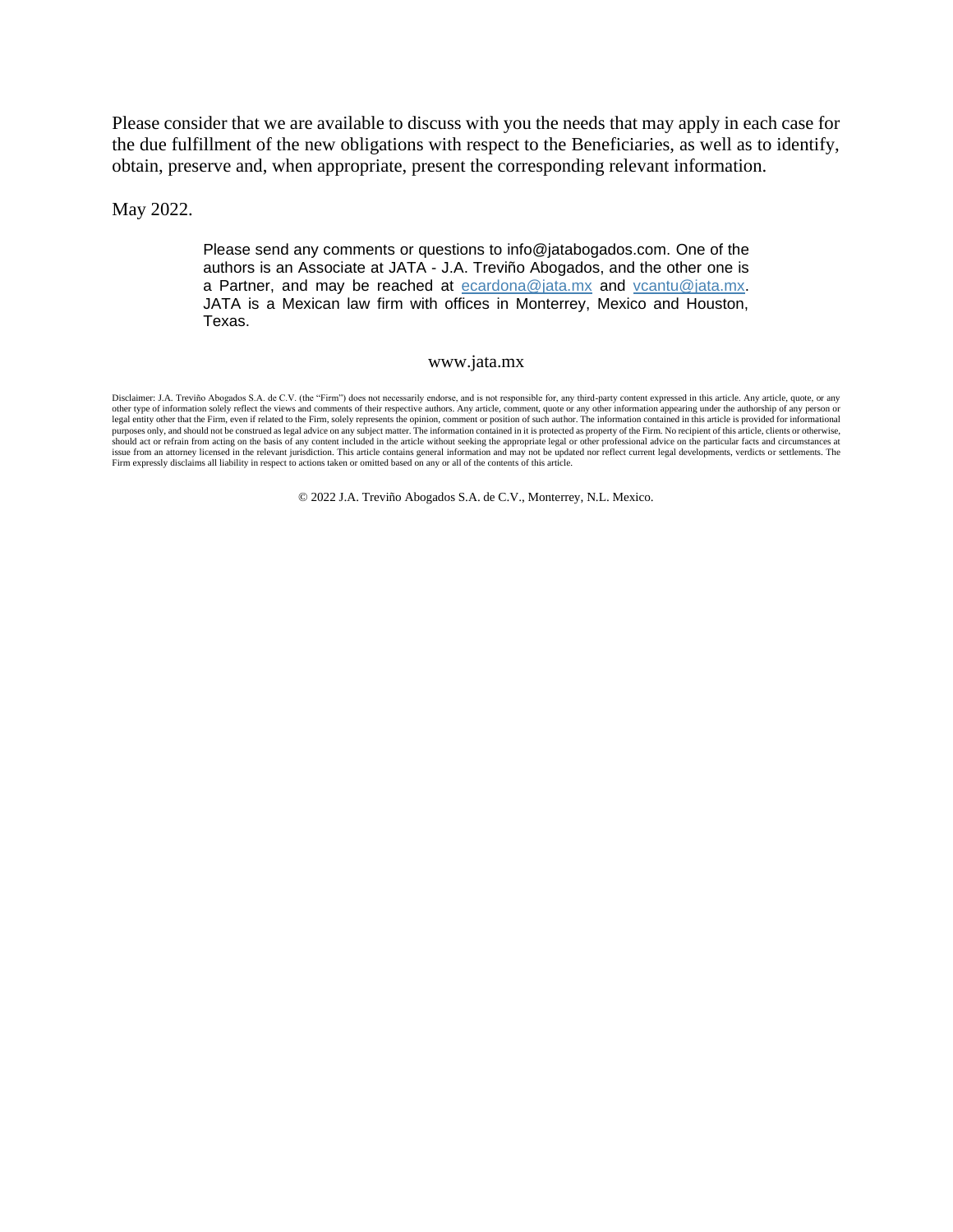Please consider that we are available to discuss with you the needs that may apply in each case for the due fulfillment of the new obligations with respect to the Beneficiaries, as well as to identify, obtain, preserve and, when appropriate, present the corresponding relevant information.

May 2022.

Please send any comments or questions to info@jatabogados.com. One of the authors is an Associate at JATA - J.A. Treviño Abogados, and the other one is a Partner, and may be reached at ecardona@jata.mx and vcantu@jata.mx. JATA is a Mexican law firm with offices in Monterrey, Mexico and Houston, Texas.

www.jata.mx

Disclaimer: J.A. Treviño Abogados S.A. de C.V. (the "Firm") does not necessarily endorse, and is not responsible for, any third-party content expressed in this article. Any article, quote, or any other type of information solely reflect the views and comments of their respective authors. Any article, comment, quote or any other information appearing under the authorship of any person or legal entity other that the Firm, even if related to the Firm, solely represents the opinion, comment or position of such author. The information contained in this article is provided for informational purposes only, and should not be construed as legal advice on any subject matter. The information contained in it is protected as property of the Firm. No recipient of this article, clients or otherwise, should act or refrain from acting on the basis of any content included in the article without seeking the appropriate legal or other professional advice on the particular facts and circumstances at issue from an attorney licensed in the relevant jurisdiction. This article contains general information and may not be updated nor reflect current legal developments, verdicts or settlements. The Firm expressly disclaims all liability in respect to actions taken or omitted based on any or all of the contents of this article.

© 2022 J.A. Treviño Abogados S.A. de C.V., Monterrey, N.L. Mexico.